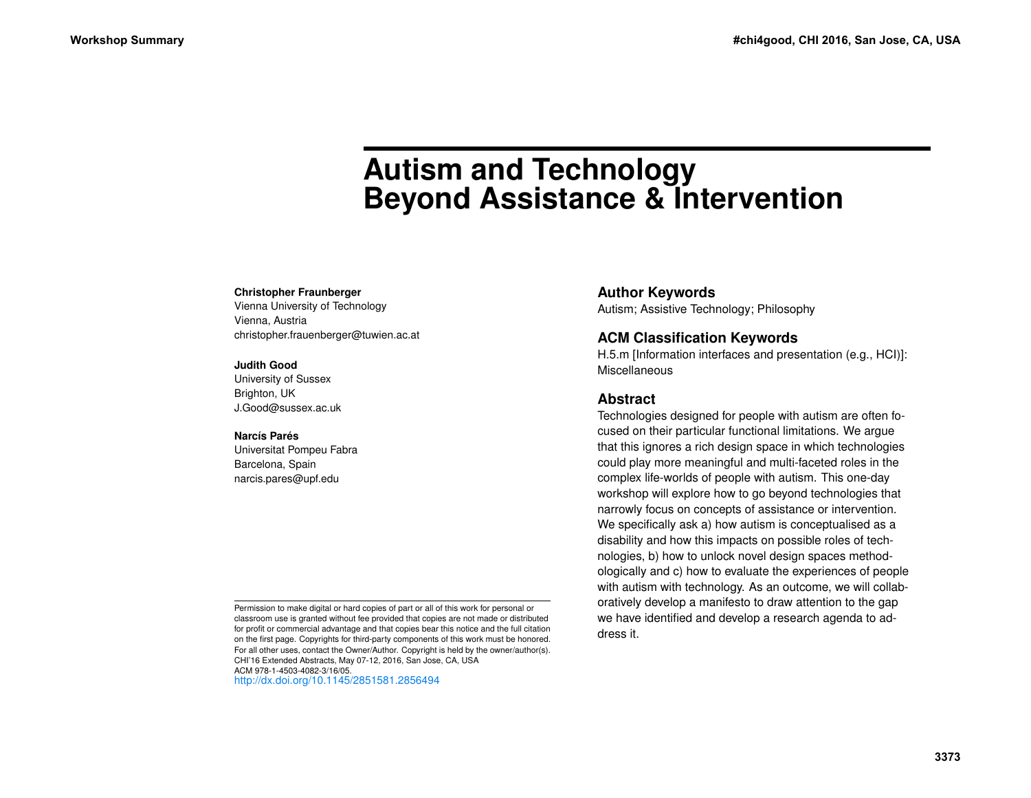# Autism and Technology Beyond Assistance & Intervention

**Christopher Fraunberger**
Vienna University of Technology
Vienna, Austria
christopher.frauenberger@tuwien.ac.at

**Judith Good**
University of Sussex
Brighton, UK
J.Good@sussex.ac.uk

**Narcís Parés**
Universitat Pompeu Fabra
Barcelona, Spain
narcis.pares@upf.edu

Permission to make digital or hard copies of part or all of this work for personal or classroom use is granted without fee provided that copies are not made or distributed for profit or commercial advantage and that copies bear this notice and the full citation on the first page. Copyrights for third-party components of this work must be honored. For all other uses, contact the Owner/Author. Copyright is held by the owner/author(s).
CHI'16 Extended Abstracts, May 07-12, 2016, San Jose, CA, USA
ACM 978-1-4503-4082-3/16/05.
http://dx.doi.org/10.1145/2851581.2856494

## Author Keywords

Autism; Assistive Technology; Philosophy

## ACM Classification Keywords

H.5.m [Information interfaces and presentation (e.g., HCI)]: Miscellaneous

## Abstract

Technologies designed for people with autism are often focused on their particular functional limitations. We argue that this ignores a rich design space in which technologies could play more meaningful and multi-faceted roles in the complex life-worlds of people with autism. This one-day workshop will explore how to go beyond technologies that narrowly focus on concepts of assistance or intervention. We specifically ask a) how autism is conceptualised as a disability and how this impacts on possible roles of technologies, b) how to unlock novel design spaces methodologically and c) how to evaluate the experiences of people with autism with technology. As an outcome, we will collaboratively develop a manifesto to draw attention to the gap we have identified and develop a research agenda to address it.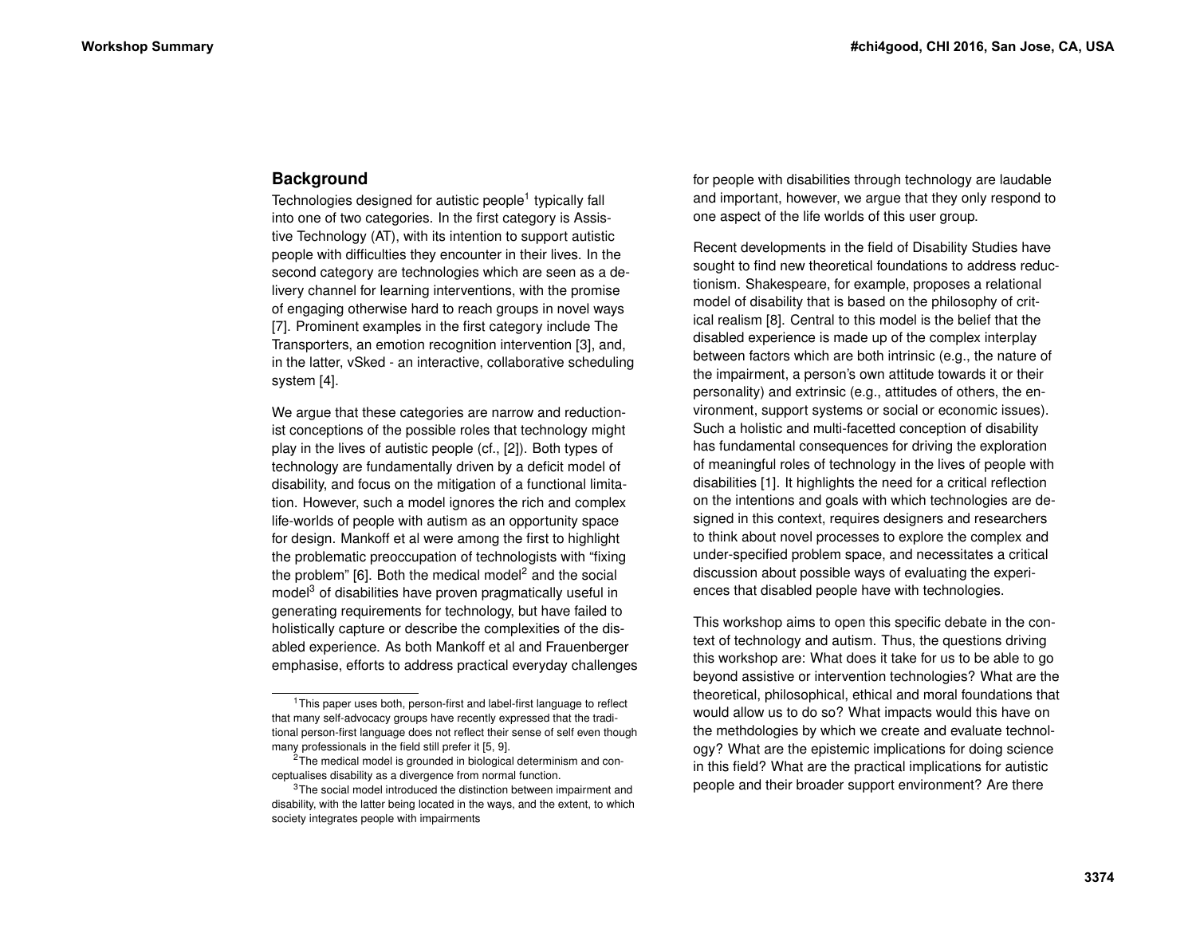## Background

Technologies designed for autistic people[1] typically fall into one of two categories. In the first category is Assistive Technology (AT), with its intention to support autistic people with difficulties they encounter in their lives. In the second category are technologies which are seen as a delivery channel for learning interventions, with the promise of engaging otherwise hard to reach groups in novel ways [7]. Prominent examples in the first category include The Transporters, an emotion recognition intervention [3], and, in the latter, vSked - an interactive, collaborative scheduling system [4].

We argue that these categories are narrow and reductionist conceptions of the possible roles that technology might play in the lives of autistic people (cf., [2]). Both types of technology are fundamentally driven by a deficit model of disability, and focus on the mitigation of a functional limitation. However, such a model ignores the rich and complex life-worlds of people with autism as an opportunity space for design. Mankoff et al were among the first to highlight the problematic preoccupation of technologists with "fixing the problem" [6]. Both the medical model[2] and the social model[3] of disabilities have proven pragmatically useful in generating requirements for technology, but have failed to holistically capture or describe the complexities of the disabled experience. As both Mankoff et al and Frauenberger emphasise, efforts to address practical everyday challenges for people with disabilities through technology are laudable and important, however, we argue that they only respond to one aspect of the life worlds of this user group.

Recent developments in the field of Disability Studies have sought to find new theoretical foundations to address reductionism. Shakespeare, for example, proposes a relational model of disability that is based on the philosophy of critical realism [8]. Central to this model is the belief that the disabled experience is made up of the complex interplay between factors which are both intrinsic (e.g., the nature of the impairment, a person's own attitude towards it or their personality) and extrinsic (e.g., attitudes of others, the environment, support systems or social or economic issues). Such a holistic and multi-facetted conception of disability has fundamental consequences for driving the exploration of meaningful roles of technology in the lives of people with disabilities [1]. It highlights the need for a critical reflection on the intentions and goals with which technologies are designed in this context, requires designers and researchers to think about novel processes to explore the complex and under-specified problem space, and necessitates a critical discussion about possible ways of evaluating the experiences that disabled people have with technologies.

This workshop aims to open this specific debate in the context of technology and autism. Thus, the questions driving this workshop are: What does it take for us to be able to go beyond assistive or intervention technologies? What are the theoretical, philosophical, ethical and moral foundations that would allow us to do so? What impacts would this have on the methdologies by which we create and evaluate technology? What are the epistemic implications for doing science in this field? What are the practical implications for autistic people and their broader support environment? Are there

---

[1] This paper uses both, person-first and label-first language to reflect that many self-advocacy groups have recently expressed that the traditional person-first language does not reflect their sense of self even though many professionals in the field still prefer it [5, 9].

[2] The medical model is grounded in biological determinism and conceptualises disability as a divergence from normal function.

[3] The social model introduced the distinction between impairment and disability, with the latter being located in the ways, and the extent, to which society integrates people with impairments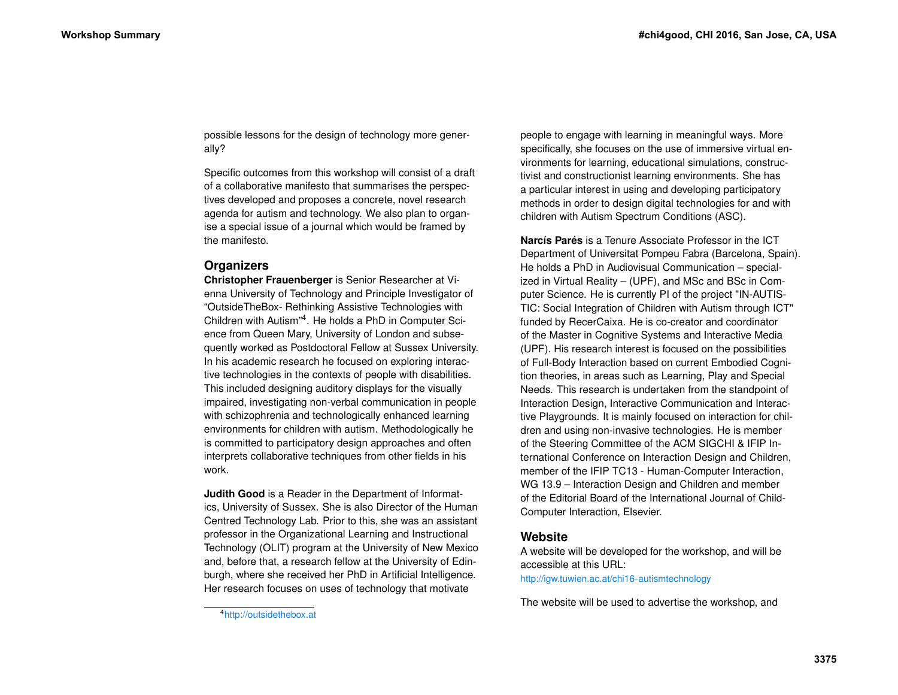possible lessons for the design of technology more generally?

Specific outcomes from this workshop will consist of a draft of a collaborative manifesto that summarises the perspectives developed and proposes a concrete, novel research agenda for autism and technology. We also plan to organise a special issue of a journal which would be framed by the manifesto.

## Organizers

**Christopher Frauenberger** is Senior Researcher at Vienna University of Technology and Principle Investigator of "OutsideTheBox- Rethinking Assistive Technologies with Children with Autism"[4]. He holds a PhD in Computer Science from Queen Mary, University of London and subsequently worked as Postdoctoral Fellow at Sussex University. In his academic research he focused on exploring interactive technologies in the contexts of people with disabilities. This included designing auditory displays for the visually impaired, investigating non-verbal communication in people with schizophrenia and technologically enhanced learning environments for children with autism. Methodologically he is committed to participatory design approaches and often interprets collaborative techniques from other fields in his work.

**Judith Good** is a Reader in the Department of Informatics, University of Sussex. She is also Director of the Human Centred Technology Lab. Prior to this, she was an assistant professor in the Organizational Learning and Instructional Technology (OLIT) program at the University of New Mexico and, before that, a research fellow at the University of Edinburgh, where she received her PhD in Artificial Intelligence. Her research focuses on uses of technology that motivate people to engage with learning in meaningful ways. More specifically, she focuses on the use of immersive virtual environments for learning, educational simulations, constructivist and constructionist learning environments. She has a particular interest in using and developing participatory methods in order to design digital technologies for and with children with Autism Spectrum Conditions (ASC).

**Narcís Parés** is a Tenure Associate Professor in the ICT Department of Universitat Pompeu Fabra (Barcelona, Spain). He holds a PhD in Audiovisual Communication – specialized in Virtual Reality – (UPF), and MSc and BSc in Computer Science. He is currently PI of the project "IN-AUTIS-TIC: Social Integration of Children with Autism through ICT" funded by RecerCaixa. He is co-creator and coordinator of the Master in Cognitive Systems and Interactive Media (UPF). His research interest is focused on the possibilities of Full-Body Interaction based on current Embodied Cognition theories, in areas such as Learning, Play and Special Needs. This research is undertaken from the standpoint of Interaction Design, Interactive Communication and Interactive Playgrounds. It is mainly focused on interaction for children and using non-invasive technologies. He is member of the Steering Committee of the ACM SIGCHI & IFIP International Conference on Interaction Design and Children, member of the IFIP TC13 - Human-Computer Interaction, WG 13.9 – Interaction Design and Children and member of the Editorial Board of the International Journal of Child-Computer Interaction, Elsevier.

## Website

A website will be developed for the workshop, and will be accessible at this URL:
http://igw.tuwien.ac.at/chi16-autismtechnology

The website will be used to advertise the workshop, and

[4] http://outsidethebox.at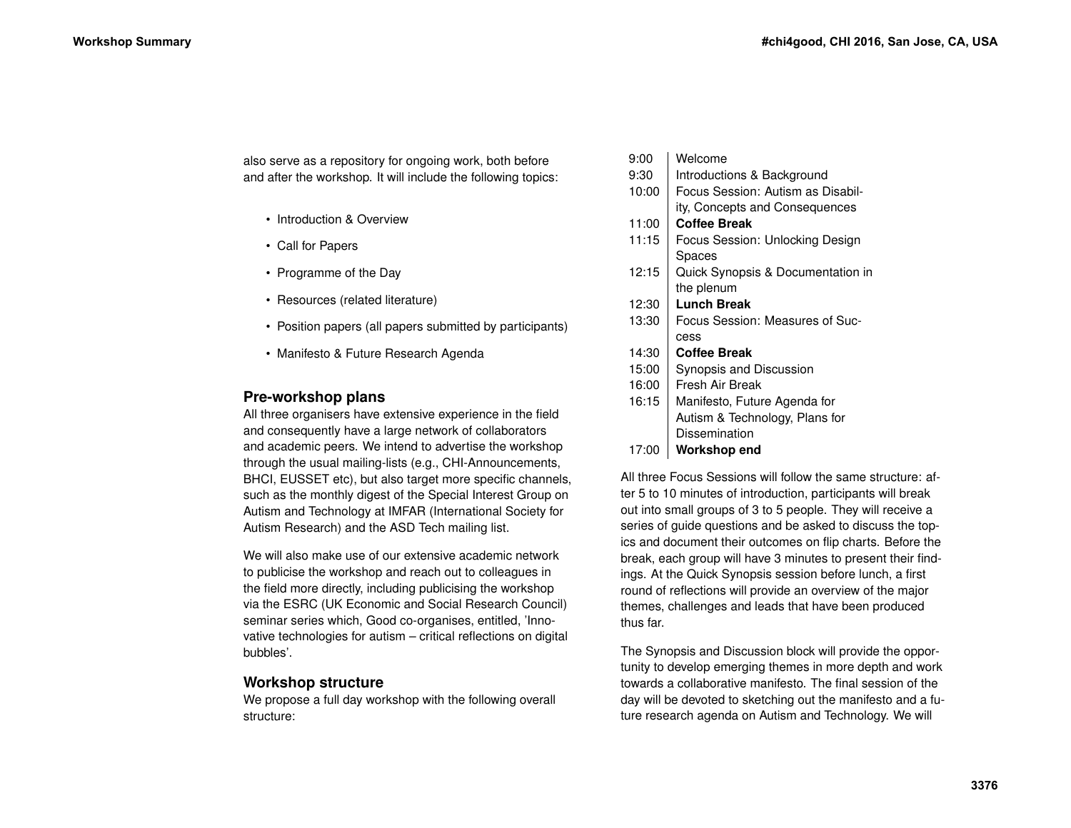also serve as a repository for ongoing work, both before and after the workshop. It will include the following topics:

- Introduction & Overview
- Call for Papers
- Programme of the Day
- Resources (related literature)
- Position papers (all papers submitted by participants)
- Manifesto & Future Research Agenda

## Pre-workshop plans

All three organisers have extensive experience in the field and consequently have a large network of collaborators and academic peers. We intend to advertise the workshop through the usual mailing-lists (e.g., CHI-Announcements, BHCI, EUSSET etc), but also target more specific channels, such as the monthly digest of the Special Interest Group on Autism and Technology at IMFAR (International Society for Autism Research) and the ASD Tech mailing list.

We will also make use of our extensive academic network to publicise the workshop and reach out to colleagues in the field more directly, including publicising the workshop via the ESRC (UK Economic and Social Research Council) seminar series which, Good co-organises, entitled, 'Innovative technologies for autism – critical reflections on digital bubbles'.

## Workshop structure

We propose a full day workshop with the following overall structure:

| Time | Session |
|---|---|
| 9:00 | Welcome |
| 9:30 | Introductions & Background |
| 10:00 | Focus Session: Autism as Disability, Concepts and Consequences |
| 11:00 | **Coffee Break** |
| 11:15 | Focus Session: Unlocking Design Spaces |
| 12:15 | Quick Synopsis & Documentation in the plenum |
| 12:30 | **Lunch Break** |
| 13:30 | Focus Session: Measures of Success |
| 14:30 | **Coffee Break** |
| 15:00 | Synopsis and Discussion |
| 16:00 | Fresh Air Break |
| 16:15 | Manifesto, Future Agenda for Autism & Technology, Plans for Dissemination |
| 17:00 | **Workshop end** |

All three Focus Sessions will follow the same structure: after 5 to 10 minutes of introduction, participants will break out into small groups of 3 to 5 people. They will receive a series of guide questions and be asked to discuss the topics and document their outcomes on flip charts. Before the break, each group will have 3 minutes to present their findings. At the Quick Synopsis session before lunch, a first round of reflections will provide an overview of the major themes, challenges and leads that have been produced thus far.

The Synopsis and Discussion block will provide the opportunity to develop emerging themes in more depth and work towards a collaborative manifesto. The final session of the day will be devoted to sketching out the manifesto and a future research agenda on Autism and Technology. We will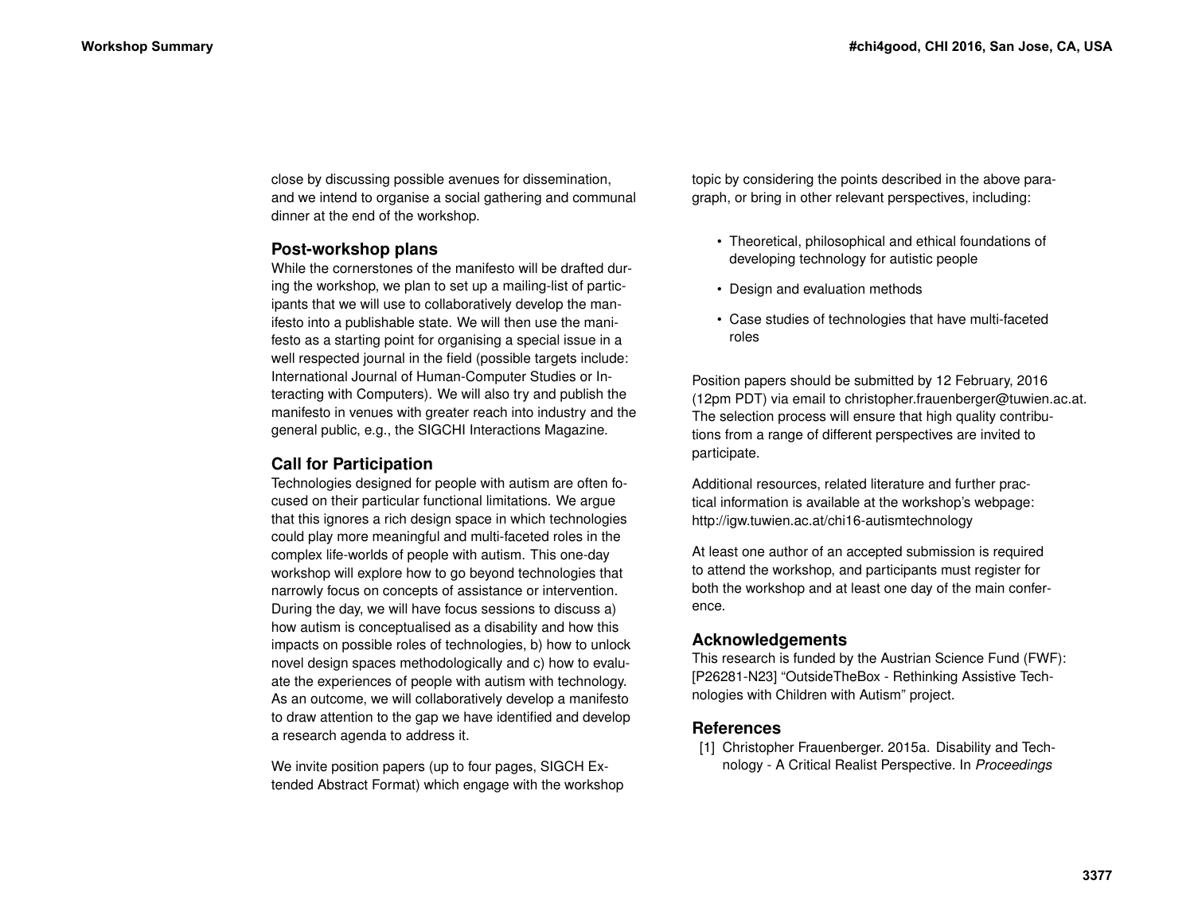close by discussing possible avenues for dissemination, and we intend to organise a social gathering and communal dinner at the end of the workshop.

## Post-workshop plans

While the cornerstones of the manifesto will be drafted during the workshop, we plan to set up a mailing-list of participants that we will use to collaboratively develop the manifesto into a publishable state. We will then use the manifesto as a starting point for organising a special issue in a well respected journal in the field (possible targets include: International Journal of Human-Computer Studies or Interacting with Computers). We will also try and publish the manifesto in venues with greater reach into industry and the general public, e.g., the SIGCHI Interactions Magazine.

## Call for Participation

Technologies designed for people with autism are often focused on their particular functional limitations. We argue that this ignores a rich design space in which technologies could play more meaningful and multi-faceted roles in the complex life-worlds of people with autism. This one-day workshop will explore how to go beyond technologies that narrowly focus on concepts of assistance or intervention. During the day, we will have focus sessions to discuss a) how autism is conceptualised as a disability and how this impacts on possible roles of technologies, b) how to unlock novel design spaces methodologically and c) how to evaluate the experiences of people with autism with technology. As an outcome, we will collaboratively develop a manifesto to draw attention to the gap we have identified and develop a research agenda to address it.

We invite position papers (up to four pages, SIGCH Extended Abstract Format) which engage with the workshop topic by considering the points described in the above paragraph, or bring in other relevant perspectives, including:

- Theoretical, philosophical and ethical foundations of developing technology for autistic people
- Design and evaluation methods
- Case studies of technologies that have multi-faceted roles

Position papers should be submitted by 12 February, 2016 (12pm PDT) via email to christopher.frauenberger@tuwien.ac.at. The selection process will ensure that high quality contributions from a range of different perspectives are invited to participate.

Additional resources, related literature and further practical information is available at the workshop's webpage: http://igw.tuwien.ac.at/chi16-autismtechnology

At least one author of an accepted submission is required to attend the workshop, and participants must register for both the workshop and at least one day of the main conference.

## Acknowledgements

This research is funded by the Austrian Science Fund (FWF): [P26281-N23] “OutsideTheBox - Rethinking Assistive Technologies with Children with Autism” project.

## References

[1] Christopher Frauenberger. 2015a. Disability and Technology - A Critical Realist Perspective. In *Proceedings*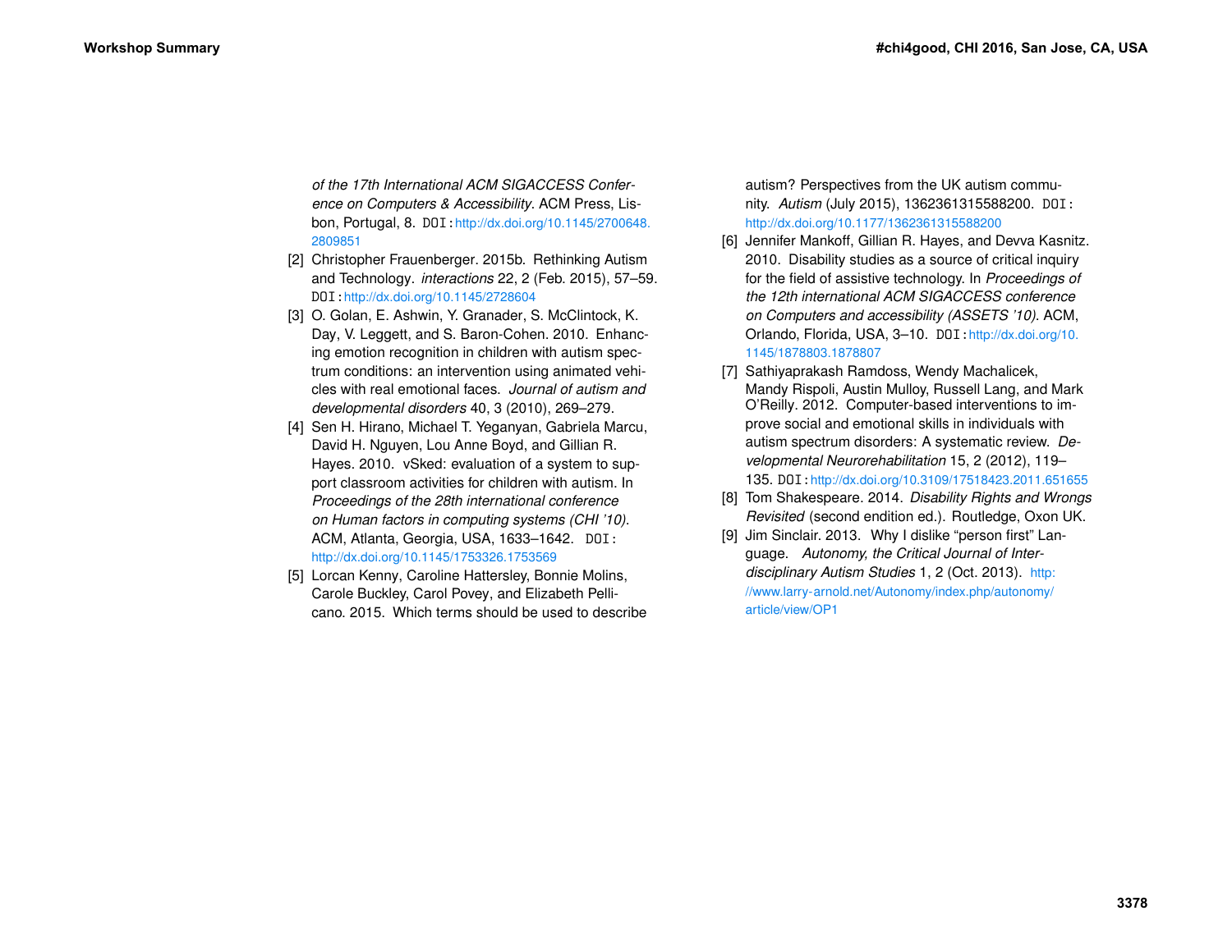*of the 17th International ACM SIGACCESS Conference on Computers & Accessibility*. ACM Press, Lisbon, Portugal, 8. DOI: http://dx.doi.org/10.1145/2700648.2809851

[2] Christopher Frauenberger. 2015b. Rethinking Autism and Technology. *interactions* 22, 2 (Feb. 2015), 57–59. DOI: http://dx.doi.org/10.1145/2728604

[3] O. Golan, E. Ashwin, Y. Granader, S. McClintock, K. Day, V. Leggett, and S. Baron-Cohen. 2010. Enhancing emotion recognition in children with autism spectrum conditions: an intervention using animated vehicles with real emotional faces. *Journal of autism and developmental disorders* 40, 3 (2010), 269–279.

[4] Sen H. Hirano, Michael T. Yeganyan, Gabriela Marcu, David H. Nguyen, Lou Anne Boyd, and Gillian R. Hayes. 2010. vSked: evaluation of a system to support classroom activities for children with autism. In *Proceedings of the 28th international conference on Human factors in computing systems (CHI '10)*. ACM, Atlanta, Georgia, USA, 1633–1642. DOI: http://dx.doi.org/10.1145/1753326.1753569

[5] Lorcan Kenny, Caroline Hattersley, Bonnie Molins, Carole Buckley, Carol Povey, and Elizabeth Pellicano. 2015. Which terms should be used to describe autism? Perspectives from the UK autism community. *Autism* (July 2015), 1362361315588200. DOI: http://dx.doi.org/10.1177/1362361315588200

[6] Jennifer Mankoff, Gillian R. Hayes, and Devva Kasnitz. 2010. Disability studies as a source of critical inquiry for the field of assistive technology. In *Proceedings of the 12th international ACM SIGACCESS conference on Computers and accessibility (ASSETS '10)*. ACM, Orlando, Florida, USA, 3–10. DOI: http://dx.doi.org/10.1145/1878803.1878807

[7] Sathiyaprakash Ramdoss, Wendy Machalicek, Mandy Rispoli, Austin Mulloy, Russell Lang, and Mark O'Reilly. 2012. Computer-based interventions to improve social and emotional skills in individuals with autism spectrum disorders: A systematic review. *Developmental Neurorehabilitation* 15, 2 (2012), 119–135. DOI: http://dx.doi.org/10.3109/17518423.2011.651655

[8] Tom Shakespeare. 2014. *Disability Rights and Wrongs Revisited* (second endition ed.). Routledge, Oxon UK.

[9] Jim Sinclair. 2013. Why I dislike "person first" Language. *Autonomy, the Critical Journal of Interdisciplinary Autism Studies* 1, 2 (Oct. 2013). http://www.larry-arnold.net/Autonomy/index.php/autonomy/article/view/OP1